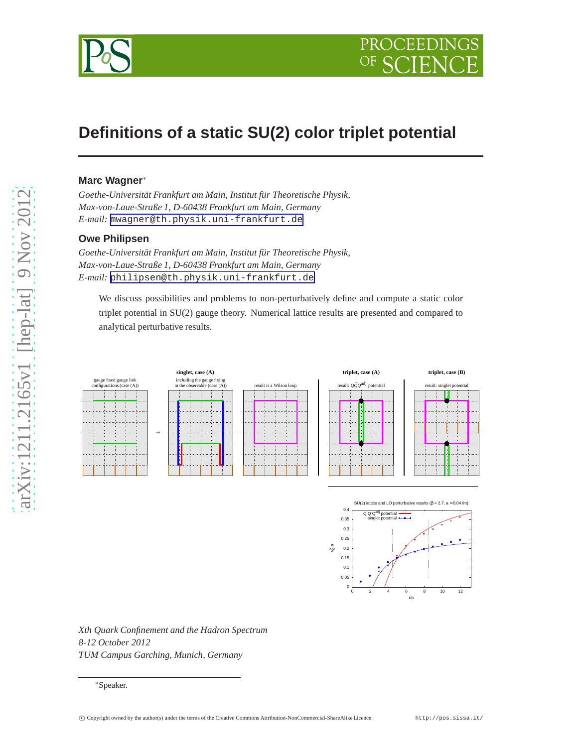# Definitions of a static SU(2) color triplet potential

**Marc Wagner***

*Goethe-Universität Frankfurt am Main, Institut für Theoretische Physik, Max-von-Laue-Straße 1, D-60438 Frankfurt am Main, Germany*
*E-mail:* mwagner@th.physik.uni-frankfurt.de

**Owe Philipsen**

*Goethe-Universität Frankfurt am Main, Institut für Theoretische Physik, Max-von-Laue-Straße 1, D-60438 Frankfurt am Main, Germany*
*E-mail:* philipsen@th.physik.uni-frankfurt.de

We discuss possibilities and problems to non-perturbatively define and compute a static color triplet potential in SU(2) gauge theory. Numerical lattice results are presented and compared to analytical perturbative results.

*Xth Quark Confinement and the Hadron Spectrum*
*8-12 October 2012*
*TUM Campus Garching, Munich, Germany*

*Speaker.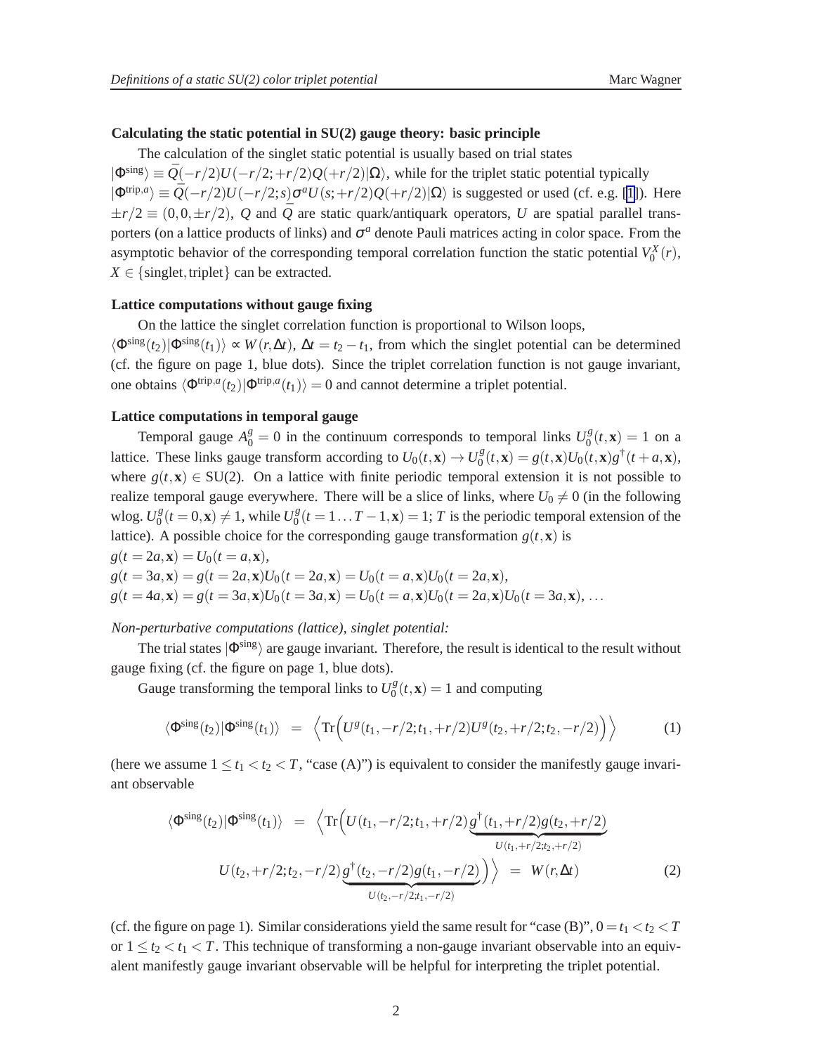**Calculating the static potential in SU(2) gauge theory: basic principle**

The calculation of the singlet static potential is usually based on trial states $|\Phi^{\text{sing}}\rangle \equiv \bar{Q}(-r/2)U(-r/2;+r/2)Q(+r/2)|\Omega\rangle$, while for the triplet static potential typically $|\Phi^{\text{trip},a}\rangle \equiv \bar{Q}(-r/2)U(-r/2;s)\sigma^a U(s;+r/2)Q(+r/2)|\Omega\rangle$ is suggested or used (cf. e.g. [1]). Here $\pm r/2 \equiv (0,0,\pm r/2)$, $Q$ and $\bar{Q}$ are static quark/antiquark operators, $U$ are spatial parallel transporters (on a lattice products of links) and $\sigma^a$ denote Pauli matrices acting in color space. From the asymptotic behavior of the corresponding temporal correlation function the static potential $V_0^X(r)$, $X \in \{\text{singlet}, \text{triplet}\}$ can be extracted.

**Lattice computations without gauge fixing**

On the lattice the singlet correlation function is proportional to Wilson loops, $\langle\Phi^{\text{sing}}(t_2)|\Phi^{\text{sing}}(t_1)\rangle \propto W(r,\Delta t)$, $\Delta t = t_2 - t_1$, from which the singlet potential can be determined (cf. the figure on page 1, blue dots). Since the triplet correlation function is not gauge invariant, one obtains $\langle\Phi^{\text{trip},a}(t_2)|\Phi^{\text{trip},a}(t_1)\rangle = 0$ and cannot determine a triplet potential.

**Lattice computations in temporal gauge**

Temporal gauge $A_0^g = 0$ in the continuum corresponds to temporal links $U_0^g(t,\mathbf{x}) = 1$ on a lattice. These links gauge transform according to $U_0(t,\mathbf{x}) \rightarrow U_0^g(t,\mathbf{x}) = g(t,\mathbf{x})U_0(t,\mathbf{x})g^\dagger(t+a,\mathbf{x})$, where $g(t,\mathbf{x}) \in \text{SU(2)}$. On a lattice with finite periodic temporal extension it is not possible to realize temporal gauge everywhere. There will be a slice of links, where $U_0 \neq 0$ (in the following wlog. $U_0^g(t=0,\mathbf{x}) \neq 1$, while $U_0^g(t=1\ldots T-1,\mathbf{x}) = 1$; $T$ is the periodic temporal extension of the lattice). A possible choice for the corresponding gauge transformation $g(t,\mathbf{x})$ is

$g(t=2a,\mathbf{x}) = U_0(t=a,\mathbf{x})$,

$g(t=3a,\mathbf{x}) = g(t=2a,\mathbf{x})U_0(t=2a,\mathbf{x}) = U_0(t=a,\mathbf{x})U_0(t=2a,\mathbf{x})$,

$g(t=4a,\mathbf{x}) = g(t=3a,\mathbf{x})U_0(t=3a,\mathbf{x}) = U_0(t=a,\mathbf{x})U_0(t=2a,\mathbf{x})U_0(t=3a,\mathbf{x})$, $\ldots$

*Non-perturbative computations (lattice), singlet potential:*

The trial states $|\Phi^{\text{sing}}\rangle$ are gauge invariant. Therefore, the result is identical to the result without gauge fixing (cf. the figure on page 1, blue dots).

Gauge transforming the temporal links to $U_0^g(t,\mathbf{x}) = 1$ and computing

$$\langle\Phi^{\text{sing}}(t_2)|\Phi^{\text{sing}}(t_1)\rangle = \Big\langle \text{Tr}\Big(U^g(t_1,-r/2;t_1,+r/2)U^g(t_2,+r/2;t_2,-r/2)\Big)\Big\rangle \tag{1}$$

(here we assume $1 \leq t_1 < t_2 < T$, "case (A)") is equivalent to consider the manifestly gauge invariant observable

$$\begin{aligned}\langle\Phi^{\text{sing}}(t_2)|\Phi^{\text{sing}}(t_1)\rangle &= \Big\langle \text{Tr}\Big(U(t_1,-r/2;t_1,+r/2)\underbrace{g^\dagger(t_1,+r/2)g(t_2,+r/2)}_{U(t_1,+r/2;t_2,+r/2)} \\ &\quad U(t_2,+r/2;t_2,-r/2)\underbrace{g^\dagger(t_2,-r/2)g(t_1,-r/2)}_{U(t_2,-r/2;t_1,-r/2)}\Big)\Big\rangle = W(r,\Delta t)\end{aligned} \tag{2}$$

(cf. the figure on page 1). Similar considerations yield the same result for "case (B)", $0 = t_1 < t_2 < T$ or $1 \leq t_2 < t_1 < T$. This technique of transforming a non-gauge invariant observable into an equivalent manifestly gauge invariant observable will be helpful for interpreting the triplet potential.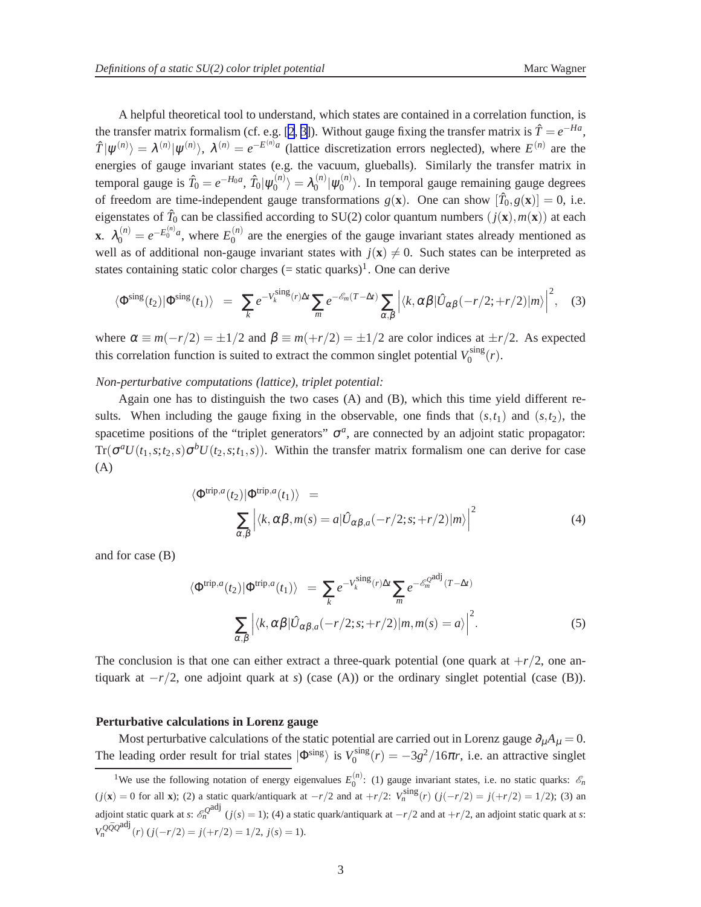A helpful theoretical tool to understand, which states are contained in a correlation function, is the transfer matrix formalism (cf. e.g. [2, 3]). Without gauge fixing the transfer matrix is $\hat{T} = e^{-Ha}$, $\hat{T}|\psi^{(n)}\rangle = \lambda^{(n)}|\psi^{(n)}\rangle$, $\lambda^{(n)} = e^{-E^{(n)}a}$ (lattice discretization errors neglected), where $E^{(n)}$ are the energies of gauge invariant states (e.g. the vacuum, glueballs). Similarly the transfer matrix in temporal gauge is $\hat{T}_0 = e^{-H_0 a}$, $\hat{T}_0|\psi_0^{(n)}\rangle = \lambda_0^{(n)}|\psi_0^{(n)}\rangle$. In temporal gauge remaining gauge degrees of freedom are time-independent gauge transformations $g(\mathbf{x})$. One can show $[\hat{T}_0, g(\mathbf{x})] = 0$, i.e. eigenstates of $\hat{T}_0$ can be classified according to SU(2) color quantum numbers $(j(\mathbf{x}), m(\mathbf{x}))$ at each $\mathbf{x}$. $\lambda_0^{(n)} = e^{-E_0^{(n)}a}$, where $E_0^{(n)}$ are the energies of the gauge invariant states already mentioned as well as of additional non-gauge invariant states with $j(\mathbf{x}) \neq 0$. Such states can be interpreted as states containing static color charges (= static quarks)[1]. One can derive

$$\langle \Phi^{\text{sing}}(t_2)|\Phi^{\text{sing}}(t_1)\rangle \;=\; \sum_k e^{-V_k^{\text{sing}}(r)\Delta t} \sum_m e^{-\mathscr{E}_m(T-\Delta t)} \sum_{\alpha,\beta} \Big|\langle k,\alpha\beta|\hat{U}_{\alpha\beta}(-r/2;+r/2)|m\rangle\Big|^2, \quad (3)$$

where $\alpha \equiv m(-r/2) = \pm 1/2$ and $\beta \equiv m(+r/2) = \pm 1/2$ are color indices at $\pm r/2$. As expected this correlation function is suited to extract the common singlet potential $V_0^{\text{sing}}(r)$.

*Non-perturbative computations (lattice), triplet potential:*

Again one has to distinguish the two cases (A) and (B), which this time yield different results. When including the gauge fixing in the observable, one finds that $(s,t_1)$ and $(s,t_2)$, the spacetime positions of the "triplet generators" $\sigma^a$, are connected by an adjoint static propagator: $\text{Tr}(\sigma^a U(t_1,s;t_2,s)\sigma^b U(t_2,s;t_1,s))$. Within the transfer matrix formalism one can derive for case (A)

$$\langle \Phi^{\text{trip},a}(t_2)|\Phi^{\text{trip},a}(t_1)\rangle \;=\; \sum_{\alpha,\beta} \Big|\langle k,\alpha\beta,m(s)=a|\hat{U}_{\alpha\beta,a}(-r/2;s;+r/2)|m\rangle\Big|^2 \quad (4)$$

and for case (B)

$$\langle \Phi^{\text{trip},a}(t_2)|\Phi^{\text{trip},a}(t_1)\rangle \;=\; \sum_k e^{-V_k^{\text{sing}}(r)\Delta t} \sum_m e^{-\mathscr{E}_m^{Q^{\text{adj}}}(T-\Delta t)} \sum_{\alpha,\beta} \Big|\langle k,\alpha\beta|\hat{U}_{\alpha\beta,a}(-r/2;s;+r/2)|m,m(s)=a\rangle\Big|^2. \quad (5)$$

The conclusion is that one can either extract a three-quark potential (one quark at $+r/2$, one antiquark at $-r/2$, one adjoint quark at $s$) (case (A)) or the ordinary singlet potential (case (B)).

**Perturbative calculations in Lorenz gauge**

Most perturbative calculations of the static potential are carried out in Lorenz gauge $\partial_\mu A_\mu = 0$. The leading order result for trial states $|\Phi^{\text{sing}}\rangle$ is $V_0^{\text{sing}}(r) = -3g^2/16\pi r$, i.e. an attractive singlet

[1] We use the following notation of energy eigenvalues $E_0^{(n)}$: (1) gauge invariant states, i.e. no static quarks: $\mathscr{E}_n$ ($j(\mathbf{x}) = 0$ for all $\mathbf{x}$); (2) a static quark/antiquark at $-r/2$ and at $+r/2$: $V_n^{\text{sing}}(r)$ ($j(-r/2) = j(+r/2) = 1/2$); (3) an adjoint static quark at $s$: $\mathscr{E}_n^{Q^{\text{adj}}}$ ($j(s) = 1$); (4) a static quark/antiquark at $-r/2$ and at $+r/2$, an adjoint static quark at $s$: $V_n^{Q\bar{Q}Q^{\text{adj}}}(r)$ ($j(-r/2) = j(+r/2) = 1/2$, $j(s) = 1$).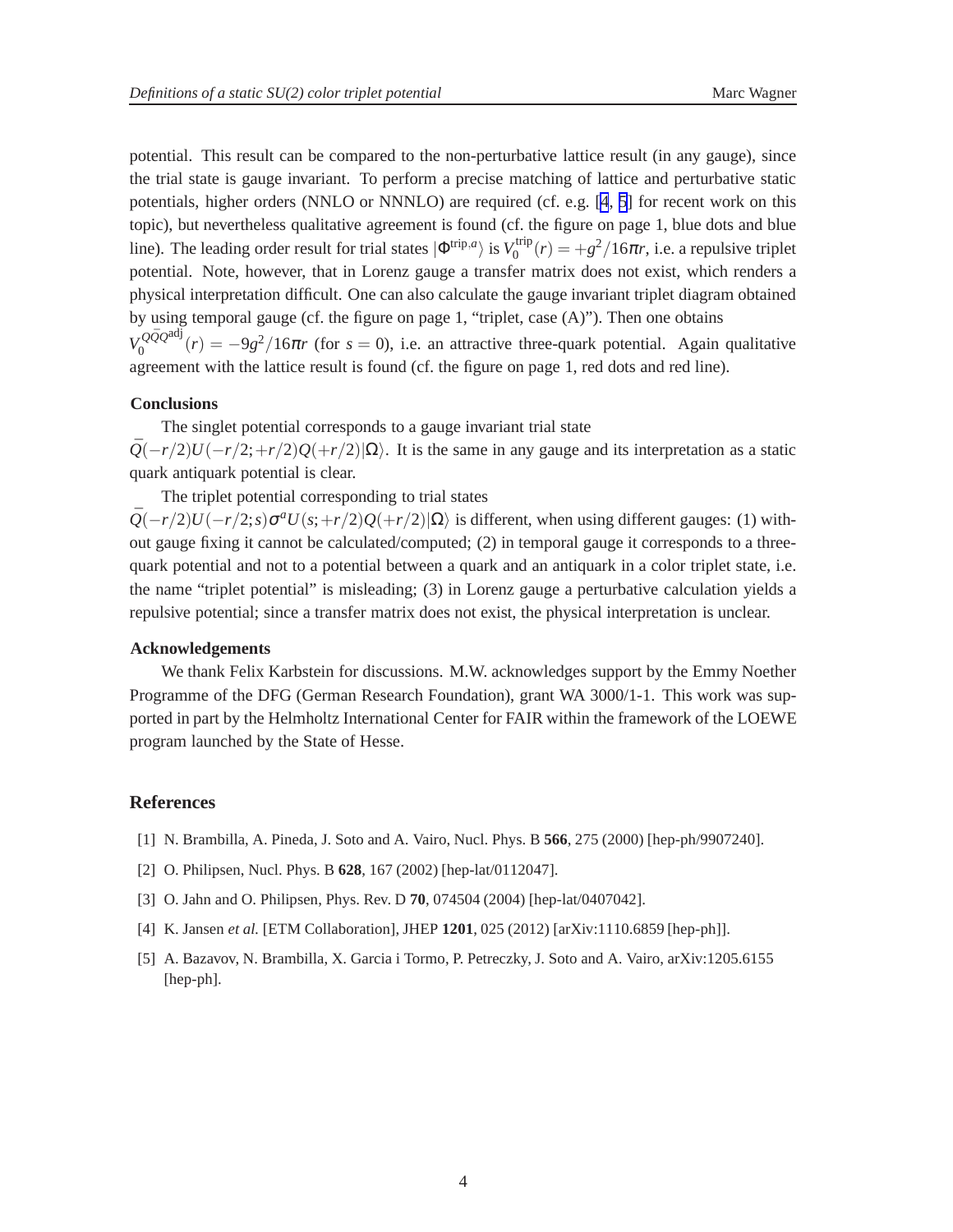potential. This result can be compared to the non-perturbative lattice result (in any gauge), since the trial state is gauge invariant. To perform a precise matching of lattice and perturbative static potentials, higher orders (NNLO or NNNLO) are required (cf. e.g. [4, 5] for recent work on this topic), but nevertheless qualitative agreement is found (cf. the figure on page 1, blue dots and blue line). The leading order result for trial states $|\Phi^{\mathrm{trip},a}\rangle$ is $V_0^{\mathrm{trip}}(r) = +g^2/16\pi r$, i.e. a repulsive triplet potential. Note, however, that in Lorenz gauge a transfer matrix does not exist, which renders a physical interpretation difficult. One can also calculate the gauge invariant triplet diagram obtained by using temporal gauge (cf. the figure on page 1, "triplet, case (A)"). Then one obtains $V_0^{Q\bar{Q}Q^{\mathrm{adj}}}(r) = -9g^2/16\pi r$ (for $s = 0$), i.e. an attractive three-quark potential. Again qualitative agreement with the lattice result is found (cf. the figure on page 1, red dots and red line).

### Conclusions

The singlet potential corresponds to a gauge invariant trial state $\bar{Q}(-r/2)U(-r/2;+r/2)Q(+r/2)|\Omega\rangle$. It is the same in any gauge and its interpretation as a static quark antiquark potential is clear.

The triplet potential corresponding to trial states $\bar{Q}(-r/2)U(-r/2;s)\sigma^a U(s;+r/2)Q(+r/2)|\Omega\rangle$ is different, when using different gauges: (1) without gauge fixing it cannot be calculated/computed; (2) in temporal gauge it corresponds to a three-quark potential and not to a potential between a quark and an antiquark in a color triplet state, i.e. the name "triplet potential" is misleading; (3) in Lorenz gauge a perturbative calculation yields a repulsive potential; since a transfer matrix does not exist, the physical interpretation is unclear.

### Acknowledgements

We thank Felix Karbstein for discussions. M.W. acknowledges support by the Emmy Noether Programme of the DFG (German Research Foundation), grant WA 3000/1-1. This work was supported in part by the Helmholtz International Center for FAIR within the framework of the LOEWE program launched by the State of Hesse.

## References

[1] N. Brambilla, A. Pineda, J. Soto and A. Vairo, Nucl. Phys. B **566**, 275 (2000) [hep-ph/9907240].

[2] O. Philipsen, Nucl. Phys. B **628**, 167 (2002) [hep-lat/0112047].

[3] O. Jahn and O. Philipsen, Phys. Rev. D **70**, 074504 (2004) [hep-lat/0407042].

[4] K. Jansen *et al.* [ETM Collaboration], JHEP **1201**, 025 (2012) [arXiv:1110.6859 [hep-ph]].

[5] A. Bazavov, N. Brambilla, X. Garcia i Tormo, P. Petreczky, J. Soto and A. Vairo, arXiv:1205.6155 [hep-ph].